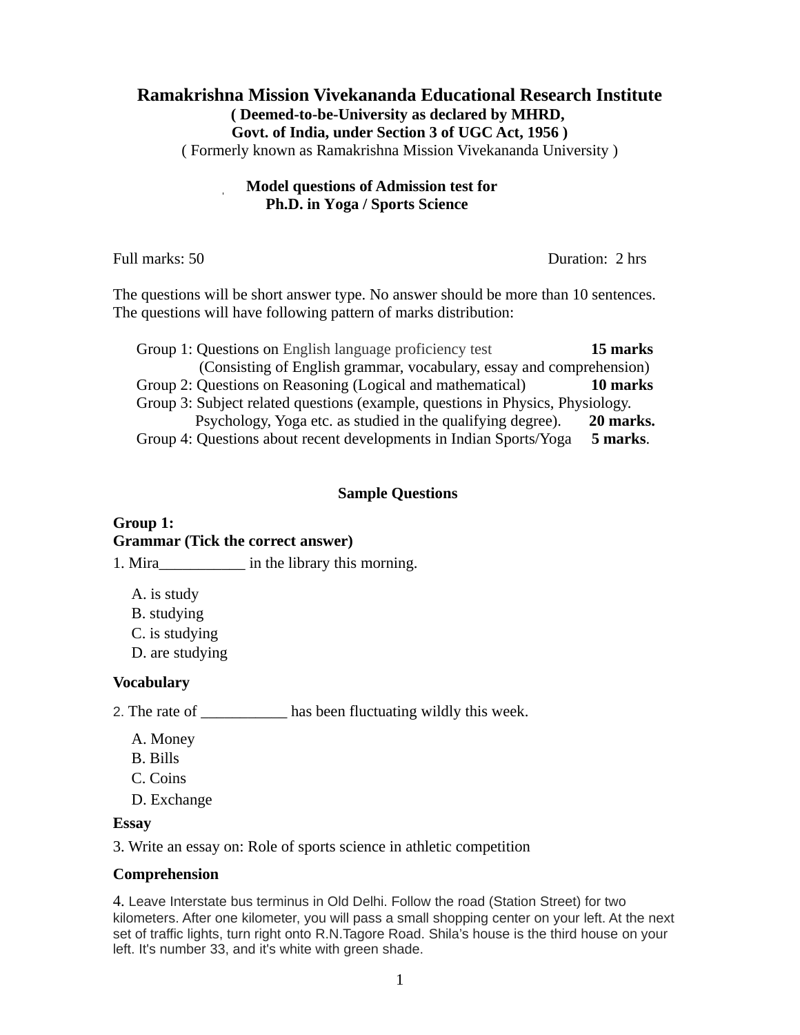# Ramakrishna Mission Vivekananda Educational Research Institute

**( Deemed-to-be-University as declared by MHRD,**
**Govt. of India, under Section 3 of UGC Act, 1956 )**
( Formerly known as Ramakrishna Mission Vivekananda University )

## Model questions of Admission test for Ph.D. in Yoga / Sports Science

Full marks: 50 Duration: 2 hrs

The questions will be short answer type. No answer should be more than 10 sentences. The questions will have following pattern of marks distribution:

Group 1: Questions on English language proficiency test **15 marks**
(Consisting of English grammar, vocabulary, essay and comprehension)
Group 2: Questions on Reasoning (Logical and mathematical) **10 marks**
Group 3: Subject related questions (example, questions in Physics, Physiology. Psychology, Yoga etc. as studied in the qualifying degree). **20 marks.**
Group 4: Questions about recent developments in Indian Sports/Yoga **5 marks**.

### Sample Questions

**Group 1:**
**Grammar (Tick the correct answer)**

1. Mira___________ in the library this morning.

A. is study
B. studying
C. is studying
D. are studying

**Vocabulary**

2. The rate of ___________ has been fluctuating wildly this week.

A. Money
B. Bills
C. Coins
D. Exchange

**Essay**

3. Write an essay on: Role of sports science in athletic competition

**Comprehension**

4. Leave Interstate bus terminus in Old Delhi. Follow the road (Station Street) for two kilometers. After one kilometer, you will pass a small shopping center on your left. At the next set of traffic lights, turn right onto R.N.Tagore Road. Shila's house is the third house on your left. It's number 33, and it's white with green shade.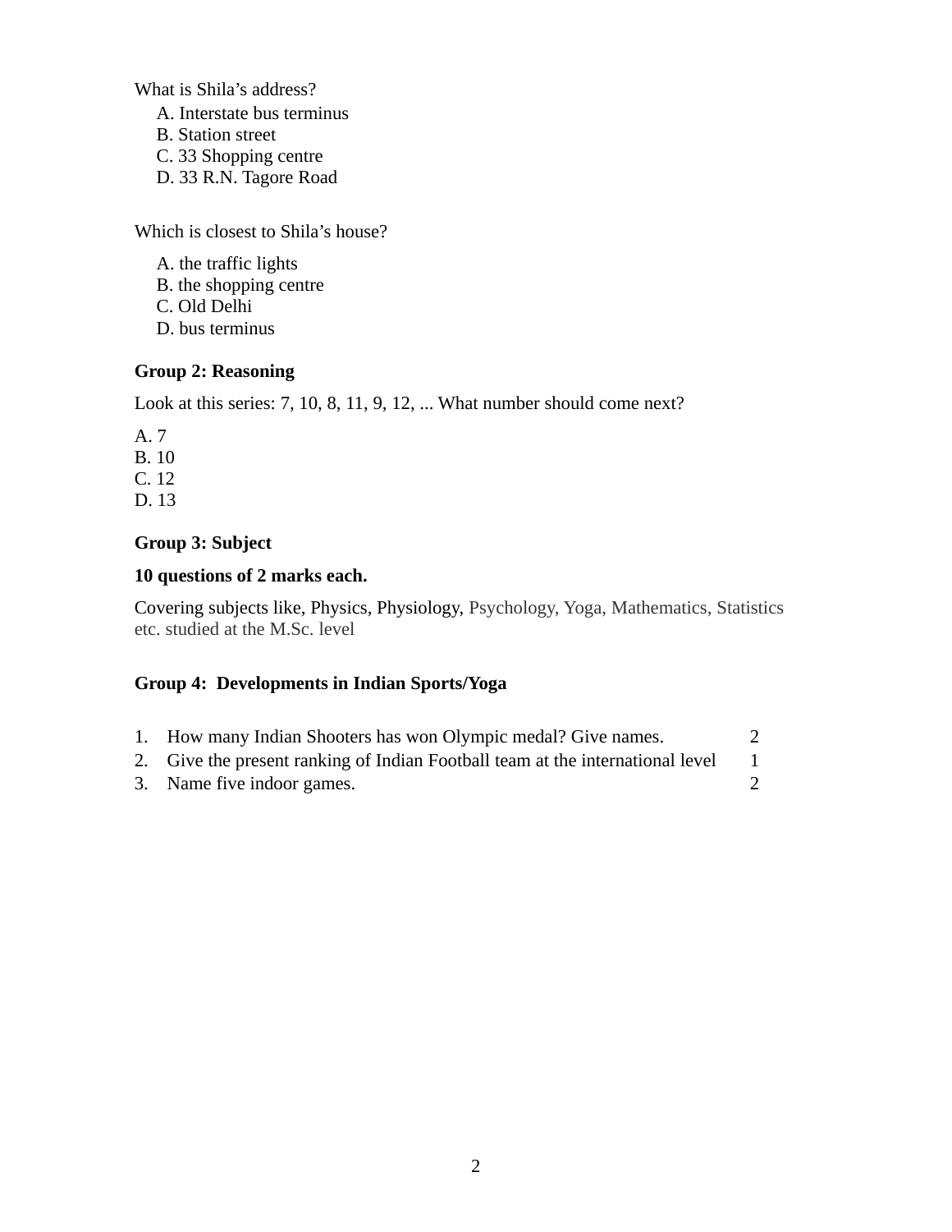What is Shila's address?

A. Interstate bus terminus
B. Station street
C. 33 Shopping centre
D. 33 R.N. Tagore Road

Which is closest to Shila's house?

A. the traffic lights
B. the shopping centre
C. Old Delhi
D. bus terminus

**Group 2: Reasoning**

Look at this series: 7, 10, 8, 11, 9, 12, ... What number should come next?

A. 7
B. 10
C. 12
D. 13

**Group 3: Subject**

**10 questions of 2 marks each.**

Covering subjects like, Physics, Physiology, Psychology, Yoga, Mathematics, Statistics etc. studied at the M.Sc. level

**Group 4: Developments in Indian Sports/Yoga**

| | | |
|---|---|---|
| 1. | How many Indian Shooters has won Olympic medal? Give names. | 2 |
| 2. | Give the present ranking of Indian Football team at the international level | 1 |
| 3. | Name five indoor games. | 2 |